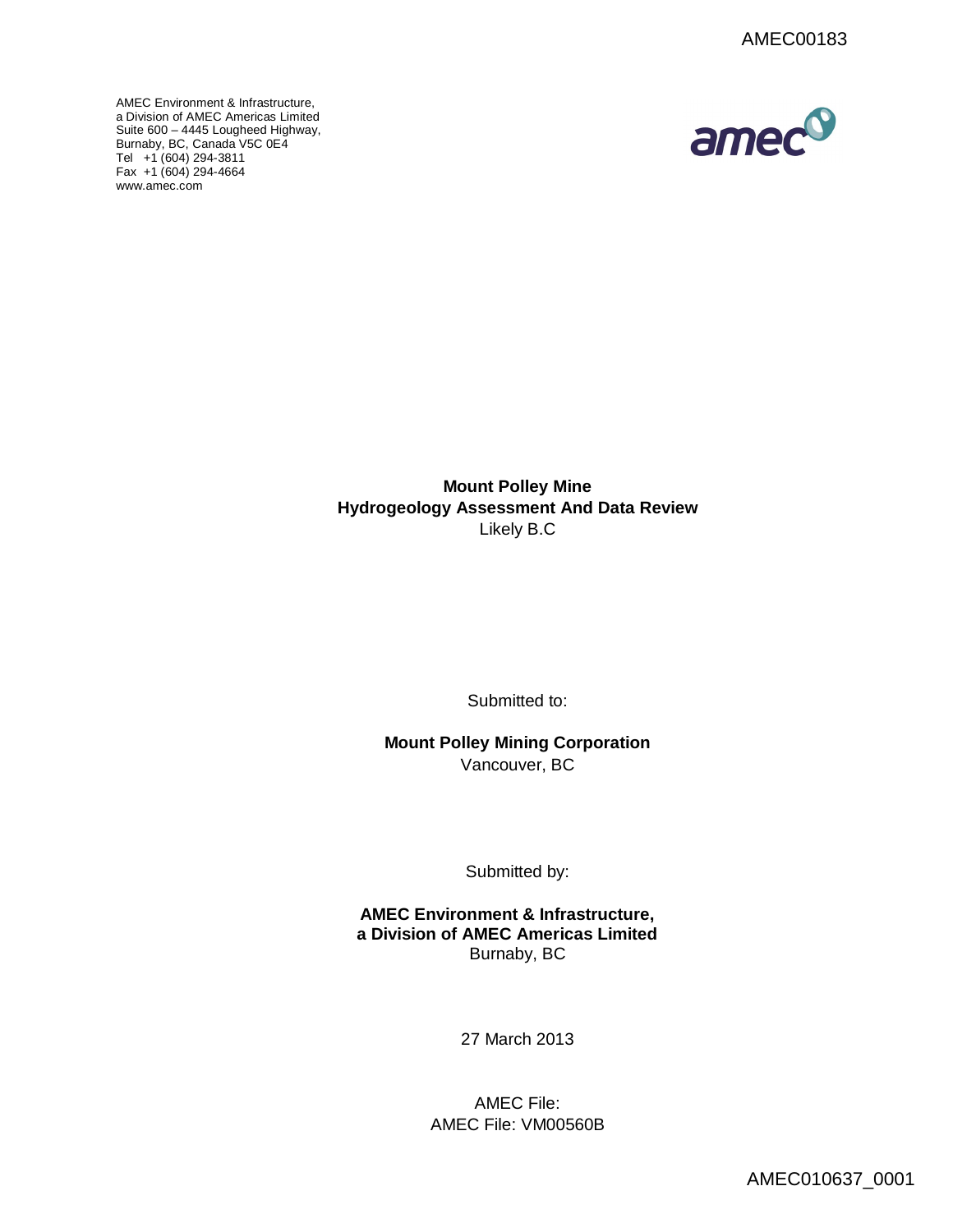AMEC Environment & Infrastructure,
a Division of AMEC Americas Limited
Suite 600 – 4445 Lougheed Highway,
Burnaby, BC, Canada V5C 0E4
Tel +1 (604) 294-3811
Fax +1 (604) 294-4664
www.amec.com

# Mount Polley Mine
# Hydrogeology Assessment And Data Review

Likely B.C

Submitted to:

**Mount Polley Mining Corporation**
Vancouver, BC

Submitted by:

**AMEC Environment & Infrastructure,
a Division of AMEC Americas Limited**
Burnaby, BC

27 March 2013

AMEC File:
AMEC File: VM00560B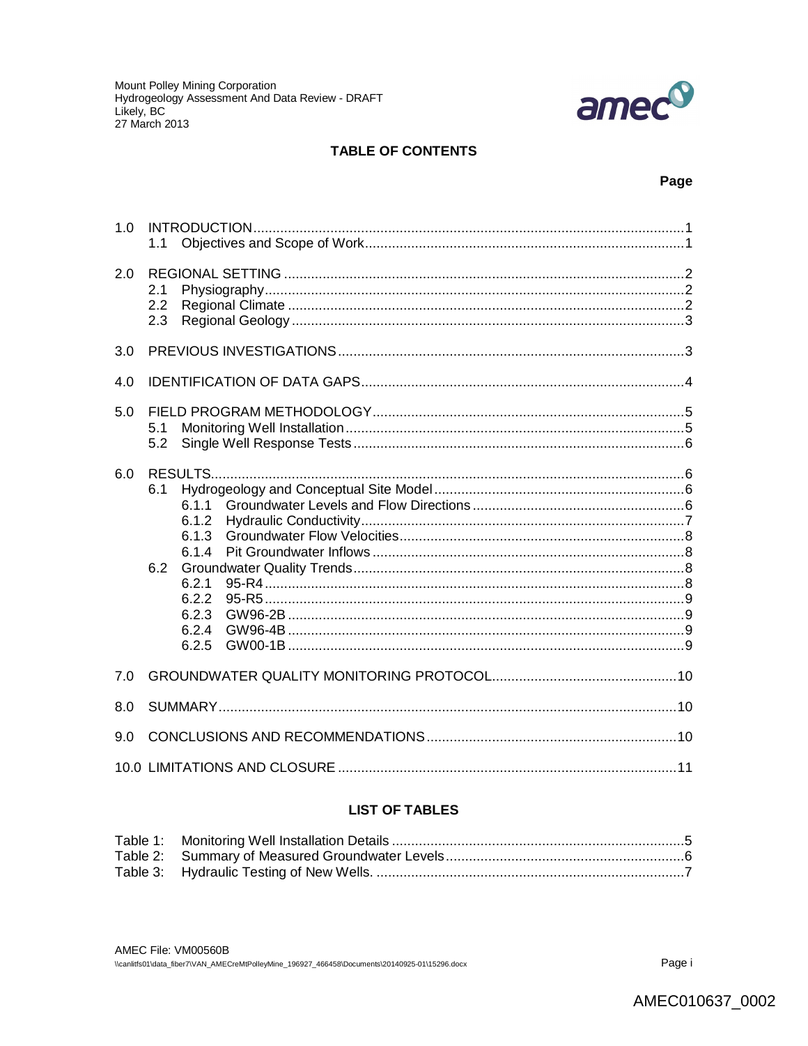## TABLE OF CONTENTS

Page

1.0 INTRODUCTION ............................................................................................................. 1
   1.1 Objectives and Scope of Work ................................................................................. 1

2.0 REGIONAL SETTING ...................................................................................................... 2
   2.1 Physiography ........................................................................................................... 2
   2.2 Regional Climate ...................................................................................................... 2
   2.3 Regional Geology ..................................................................................................... 3

3.0 PREVIOUS INVESTIGATIONS ......................................................................................... 3

4.0 IDENTIFICATION OF DATA GAPS .................................................................................. 4

5.0 FIELD PROGRAM METHODOLOGY ............................................................................... 5
   5.1 Monitoring Well Installation ...................................................................................... 5
   5.2 Single Well Response Tests ..................................................................................... 6

6.0 RESULTS ......................................................................................................................... 6
   6.1 Hydrogeology and Conceptual Site Model ............................................................... 6
      6.1.1 Groundwater Levels and Flow Directions ....................................................... 6
      6.1.2 Hydraulic Conductivity .................................................................................... 7
      6.1.3 Groundwater Flow Velocities .......................................................................... 8
      6.1.4 Pit Groundwater Inflows ................................................................................. 8
   6.2 Groundwater Quality Trends ..................................................................................... 8
      6.2.1 95-R4 ............................................................................................................. 8
      6.2.2 95-R5 ............................................................................................................. 9
      6.2.3 GW96-2B ....................................................................................................... 9
      6.2.4 GW96-4B ....................................................................................................... 9
      6.2.5 GW00-1B ....................................................................................................... 9

7.0 GROUNDWATER QUALITY MONITORING PROTOCOL ............................................... 10

8.0 SUMMARY ..................................................................................................................... 10

9.0 CONCLUSIONS AND RECOMMENDATIONS ................................................................ 10

10.0 LIMITATIONS AND CLOSURE ....................................................................................... 11

## LIST OF TABLES

Table 1: Monitoring Well Installation Details ........................................................................... 5
Table 2: Summary of Measured Groundwater Levels ............................................................. 6
Table 3: Hydraulic Testing of New Wells. ................................................................................ 7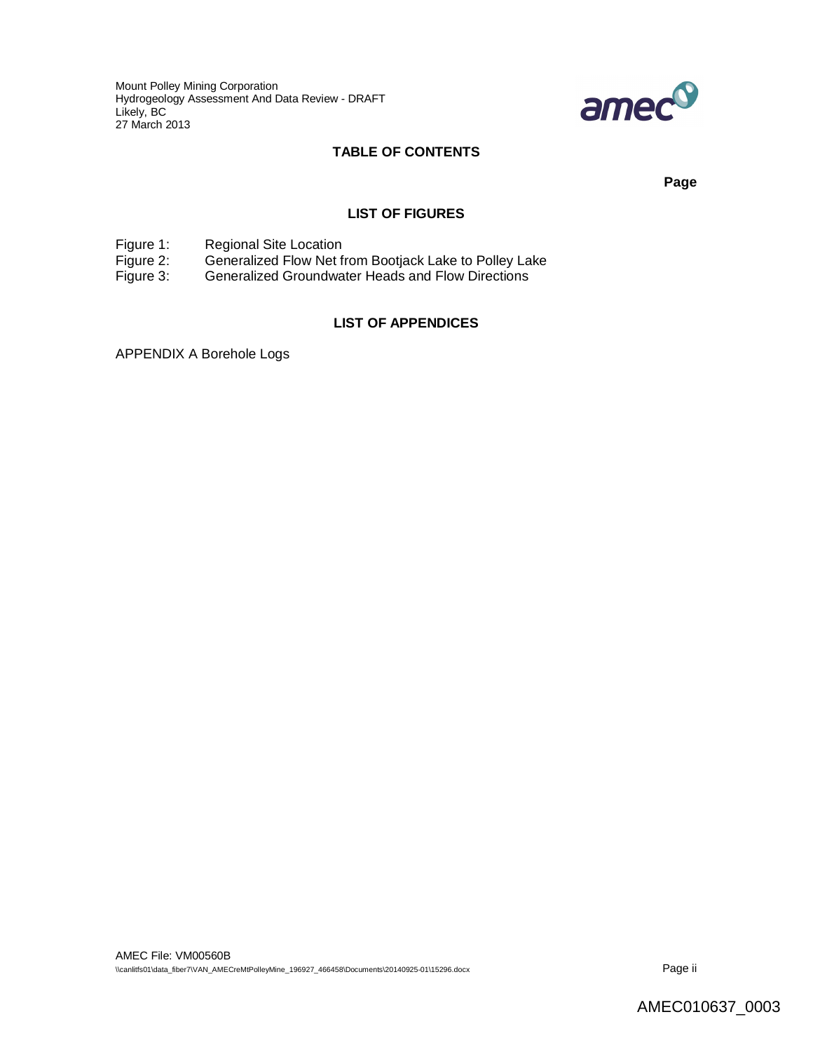## TABLE OF CONTENTS

**Page**

### LIST OF FIGURES

Figure 1: Regional Site Location
Figure 2: Generalized Flow Net from Bootjack Lake to Polley Lake
Figure 3: Generalized Groundwater Heads and Flow Directions

### LIST OF APPENDICES

APPENDIX A Borehole Logs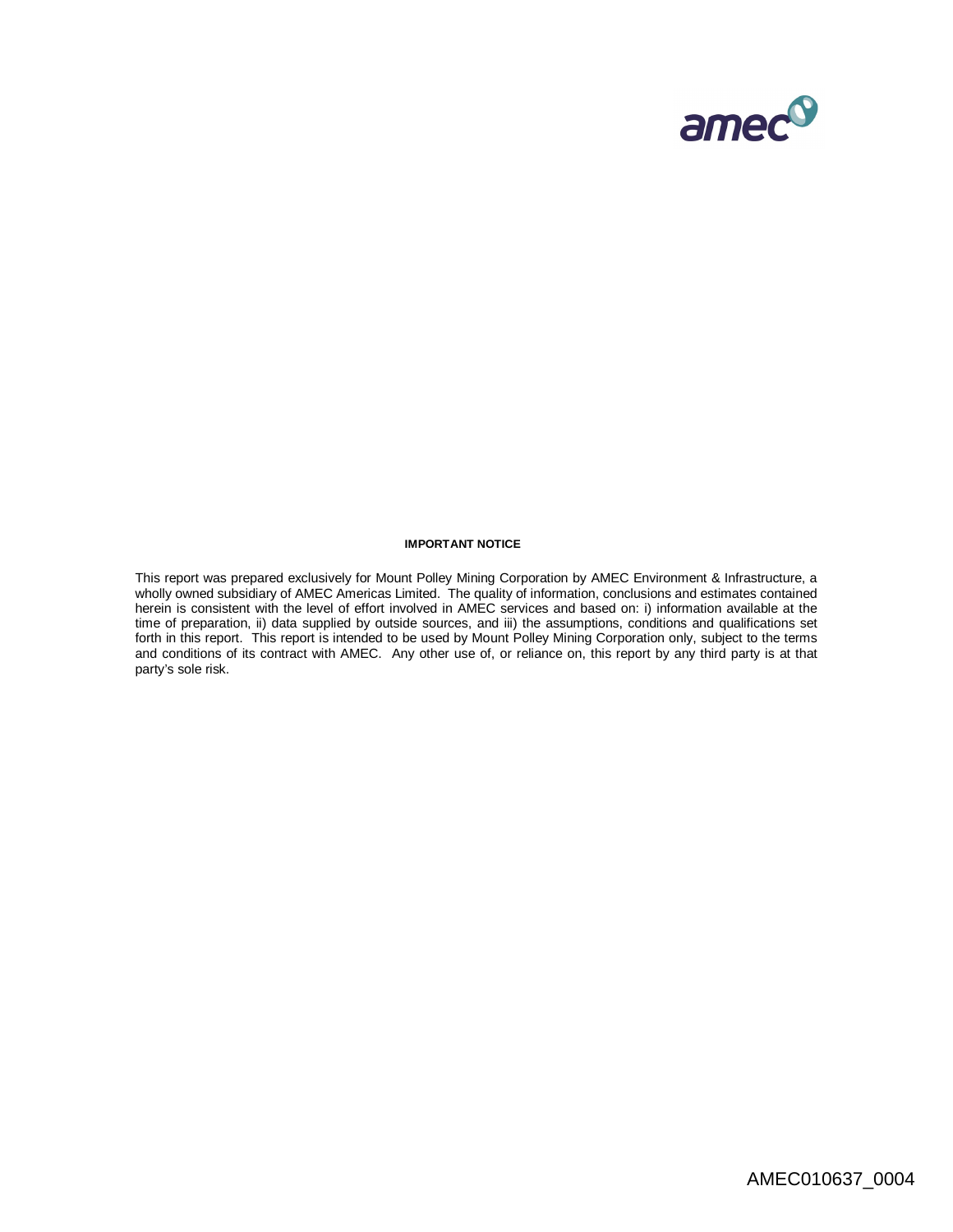**IMPORTANT NOTICE**

This report was prepared exclusively for Mount Polley Mining Corporation by AMEC Environment & Infrastructure, a wholly owned subsidiary of AMEC Americas Limited. The quality of information, conclusions and estimates contained herein is consistent with the level of effort involved in AMEC services and based on: i) information available at the time of preparation, ii) data supplied by outside sources, and iii) the assumptions, conditions and qualifications set forth in this report. This report is intended to be used by Mount Polley Mining Corporation only, subject to the terms and conditions of its contract with AMEC. Any other use of, or reliance on, this report by any third party is at that party's sole risk.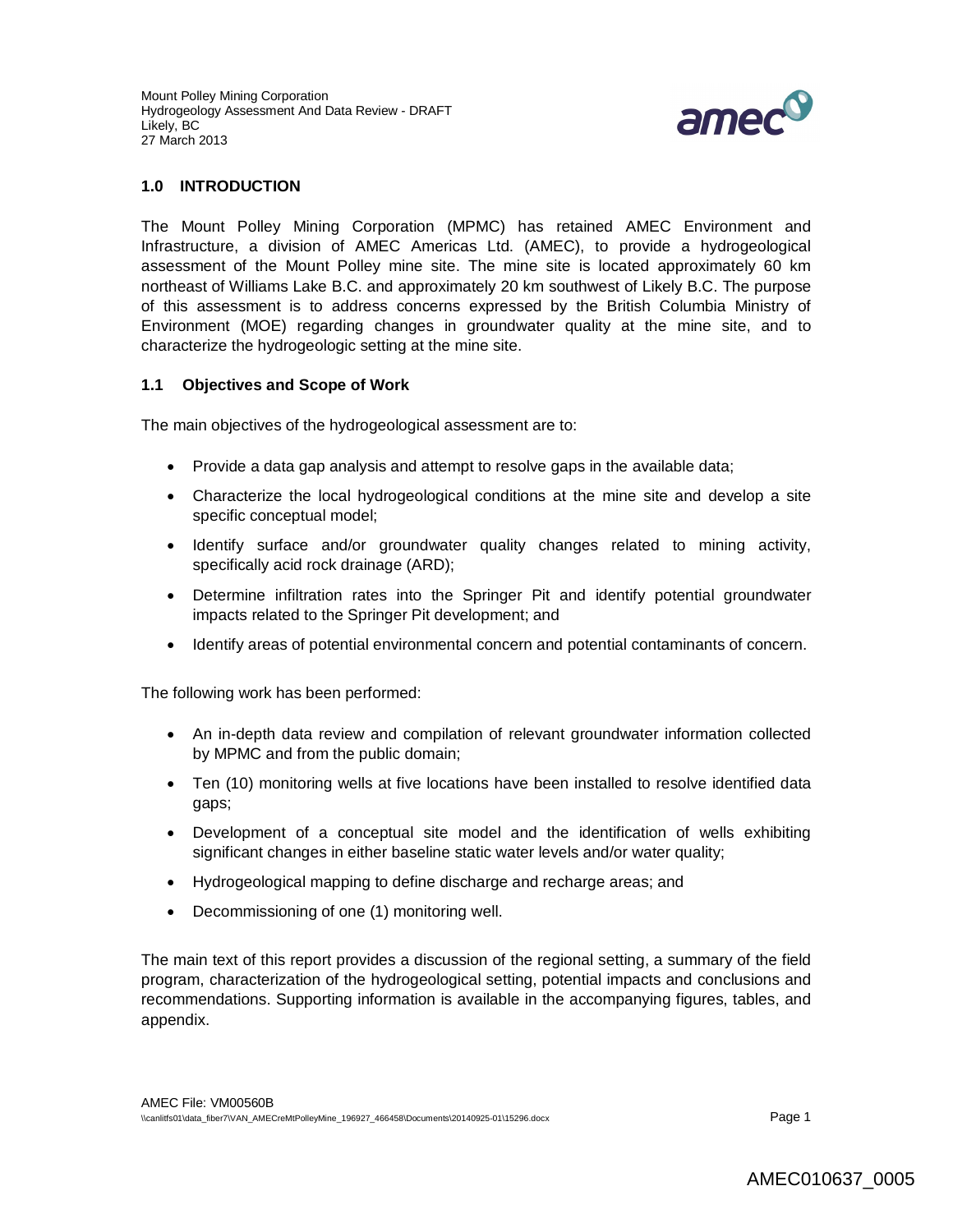# 1.0 INTRODUCTION

The Mount Polley Mining Corporation (MPMC) has retained AMEC Environment and Infrastructure, a division of AMEC Americas Ltd. (AMEC), to provide a hydrogeological assessment of the Mount Polley mine site. The mine site is located approximately 60 km northeast of Williams Lake B.C. and approximately 20 km southwest of Likely B.C. The purpose of this assessment is to address concerns expressed by the British Columbia Ministry of Environment (MOE) regarding changes in groundwater quality at the mine site, and to characterize the hydrogeologic setting at the mine site.

## 1.1 Objectives and Scope of Work

The main objectives of the hydrogeological assessment are to:

- Provide a data gap analysis and attempt to resolve gaps in the available data;
- Characterize the local hydrogeological conditions at the mine site and develop a site specific conceptual model;
- Identify surface and/or groundwater quality changes related to mining activity, specifically acid rock drainage (ARD);
- Determine infiltration rates into the Springer Pit and identify potential groundwater impacts related to the Springer Pit development; and
- Identify areas of potential environmental concern and potential contaminants of concern.

The following work has been performed:

- An in-depth data review and compilation of relevant groundwater information collected by MPMC and from the public domain;
- Ten (10) monitoring wells at five locations have been installed to resolve identified data gaps;
- Development of a conceptual site model and the identification of wells exhibiting significant changes in either baseline static water levels and/or water quality;
- Hydrogeological mapping to define discharge and recharge areas; and
- Decommissioning of one (1) monitoring well.

The main text of this report provides a discussion of the regional setting, a summary of the field program, characterization of the hydrogeological setting, potential impacts and conclusions and recommendations. Supporting information is available in the accompanying figures, tables, and appendix.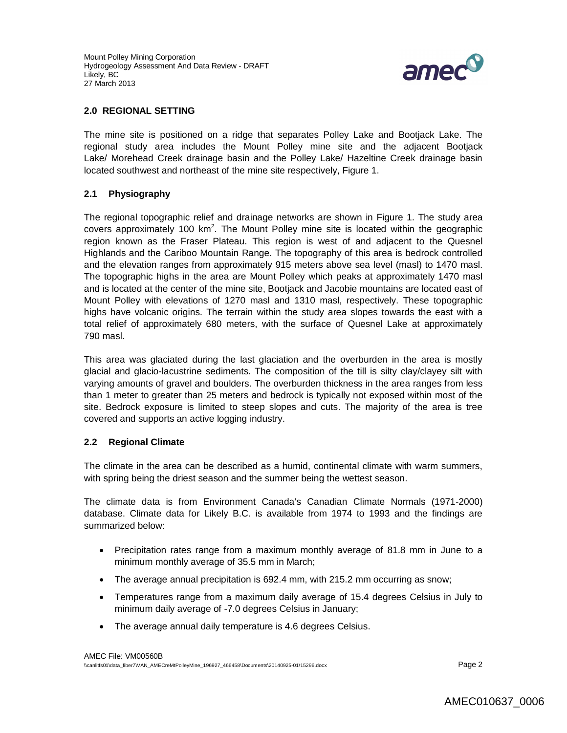## 2.0 REGIONAL SETTING

The mine site is positioned on a ridge that separates Polley Lake and Bootjack Lake. The regional study area includes the Mount Polley mine site and the adjacent Bootjack Lake/ Morehead Creek drainage basin and the Polley Lake/ Hazeltine Creek drainage basin located southwest and northeast of the mine site respectively, Figure 1.

### 2.1 Physiography

The regional topographic relief and drainage networks are shown in Figure 1. The study area covers approximately 100 km$^2$. The Mount Polley mine site is located within the geographic region known as the Fraser Plateau. This region is west of and adjacent to the Quesnel Highlands and the Cariboo Mountain Range. The topography of this area is bedrock controlled and the elevation ranges from approximately 915 meters above sea level (masl) to 1470 masl. The topographic highs in the area are Mount Polley which peaks at approximately 1470 masl and is located at the center of the mine site, Bootjack and Jacobie mountains are located east of Mount Polley with elevations of 1270 masl and 1310 masl, respectively. These topographic highs have volcanic origins. The terrain within the study area slopes towards the east with a total relief of approximately 680 meters, with the surface of Quesnel Lake at approximately 790 masl.

This area was glaciated during the last glaciation and the overburden in the area is mostly glacial and glacio-lacustrine sediments. The composition of the till is silty clay/clayey silt with varying amounts of gravel and boulders. The overburden thickness in the area ranges from less than 1 meter to greater than 25 meters and bedrock is typically not exposed within most of the site. Bedrock exposure is limited to steep slopes and cuts. The majority of the area is tree covered and supports an active logging industry.

### 2.2 Regional Climate

The climate in the area can be described as a humid, continental climate with warm summers, with spring being the driest season and the summer being the wettest season.

The climate data is from Environment Canada's Canadian Climate Normals (1971-2000) database. Climate data for Likely B.C. is available from 1974 to 1993 and the findings are summarized below:

- Precipitation rates range from a maximum monthly average of 81.8 mm in June to a minimum monthly average of 35.5 mm in March;
- The average annual precipitation is 692.4 mm, with 215.2 mm occurring as snow;
- Temperatures range from a maximum daily average of 15.4 degrees Celsius in July to minimum daily average of -7.0 degrees Celsius in January;
- The average annual daily temperature is 4.6 degrees Celsius.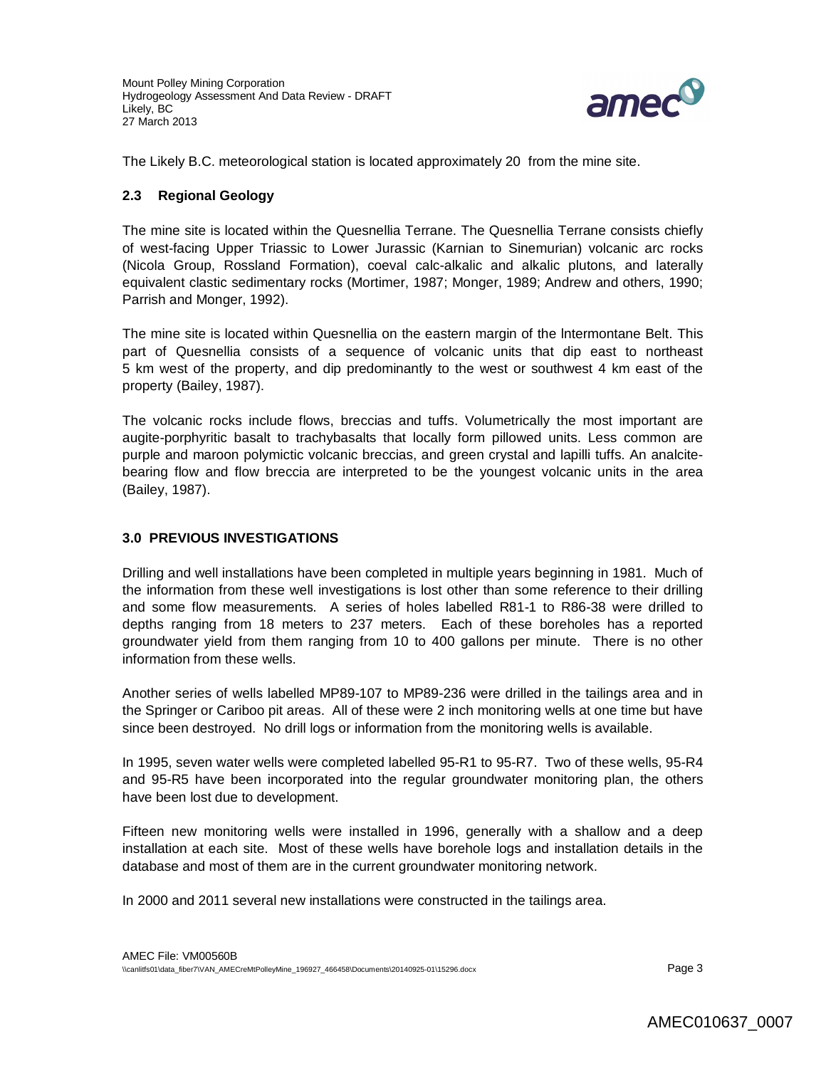The Likely B.C. meteorological station is located approximately 20  from the mine site.

### 2.3 Regional Geology

The mine site is located within the Quesnellia Terrane. The Quesnellia Terrane consists chiefly of west-facing Upper Triassic to Lower Jurassic (Karnian to Sinemurian) volcanic arc rocks (Nicola Group, Rossland Formation), coeval calc-alkalic and alkalic plutons, and laterally equivalent clastic sedimentary rocks (Mortimer, 1987; Monger, 1989; Andrew and others, 1990; Parrish and Monger, 1992).

The mine site is located within Quesnellia on the eastern margin of the lntermontane Belt. This part of Quesnellia consists of a sequence of volcanic units that dip east to northeast 5 km west of the property, and dip predominantly to the west or southwest 4 km east of the property (Bailey, 1987).

The volcanic rocks include flows, breccias and tuffs. Volumetrically the most important are augite-porphyritic basalt to trachybasalts that locally form pillowed units. Less common are purple and maroon polymictic volcanic breccias, and green crystal and lapilli tuffs. An analcite-bearing flow and flow breccia are interpreted to be the youngest volcanic units in the area (Bailey, 1987).

## 3.0 PREVIOUS INVESTIGATIONS

Drilling and well installations have been completed in multiple years beginning in 1981. Much of the information from these well investigations is lost other than some reference to their drilling and some flow measurements. A series of holes labelled R81-1 to R86-38 were drilled to depths ranging from 18 meters to 237 meters. Each of these boreholes has a reported groundwater yield from them ranging from 10 to 400 gallons per minute. There is no other information from these wells.

Another series of wells labelled MP89-107 to MP89-236 were drilled in the tailings area and in the Springer or Cariboo pit areas. All of these were 2 inch monitoring wells at one time but have since been destroyed. No drill logs or information from the monitoring wells is available.

In 1995, seven water wells were completed labelled 95-R1 to 95-R7. Two of these wells, 95-R4 and 95-R5 have been incorporated into the regular groundwater monitoring plan, the others have been lost due to development.

Fifteen new monitoring wells were installed in 1996, generally with a shallow and a deep installation at each site. Most of these wells have borehole logs and installation details in the database and most of them are in the current groundwater monitoring network.

In 2000 and 2011 several new installations were constructed in the tailings area.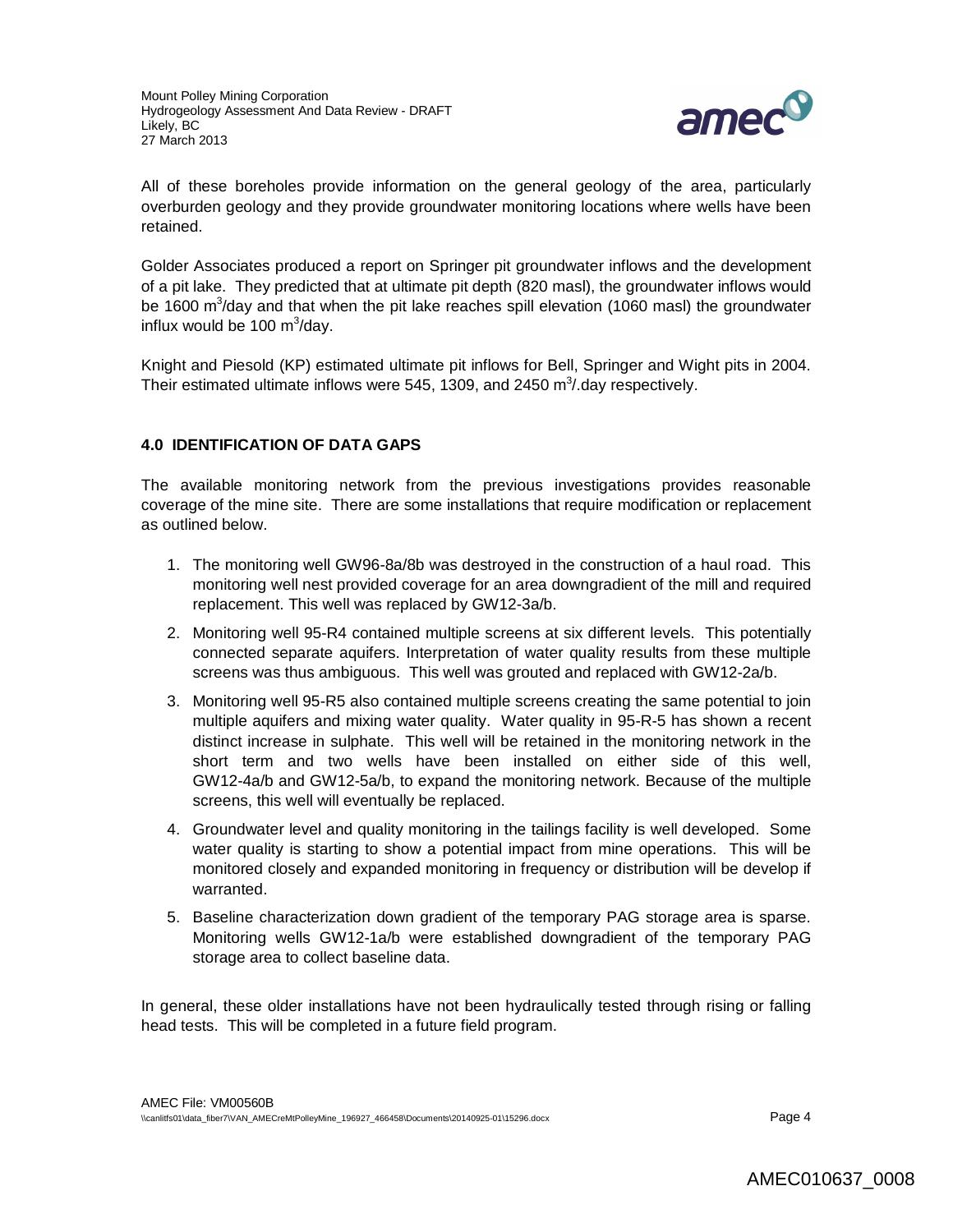All of these boreholes provide information on the general geology of the area, particularly overburden geology and they provide groundwater monitoring locations where wells have been retained.

Golder Associates produced a report on Springer pit groundwater inflows and the development of a pit lake. They predicted that at ultimate pit depth (820 masl), the groundwater inflows would be 1600 $m^3$/day and that when the pit lake reaches spill elevation (1060 masl) the groundwater influx would be 100 $m^3$/day.

Knight and Piesold (KP) estimated ultimate pit inflows for Bell, Springer and Wight pits in 2004. Their estimated ultimate inflows were 545, 1309, and 2450 $m^3$/.day respectively.

## 4.0 IDENTIFICATION OF DATA GAPS

The available monitoring network from the previous investigations provides reasonable coverage of the mine site. There are some installations that require modification or replacement as outlined below.

1. The monitoring well GW96-8a/8b was destroyed in the construction of a haul road. This monitoring well nest provided coverage for an area downgradient of the mill and required replacement. This well was replaced by GW12-3a/b.
2. Monitoring well 95-R4 contained multiple screens at six different levels. This potentially connected separate aquifers. Interpretation of water quality results from these multiple screens was thus ambiguous. This well was grouted and replaced with GW12-2a/b.
3. Monitoring well 95-R5 also contained multiple screens creating the same potential to join multiple aquifers and mixing water quality. Water quality in 95-R-5 has shown a recent distinct increase in sulphate. This well will be retained in the monitoring network in the short term and two wells have been installed on either side of this well, GW12-4a/b and GW12-5a/b, to expand the monitoring network. Because of the multiple screens, this well will eventually be replaced.
4. Groundwater level and quality monitoring in the tailings facility is well developed. Some water quality is starting to show a potential impact from mine operations. This will be monitored closely and expanded monitoring in frequency or distribution will be develop if warranted.
5. Baseline characterization down gradient of the temporary PAG storage area is sparse. Monitoring wells GW12-1a/b were established downgradient of the temporary PAG storage area to collect baseline data.

In general, these older installations have not been hydraulically tested through rising or falling head tests. This will be completed in a future field program.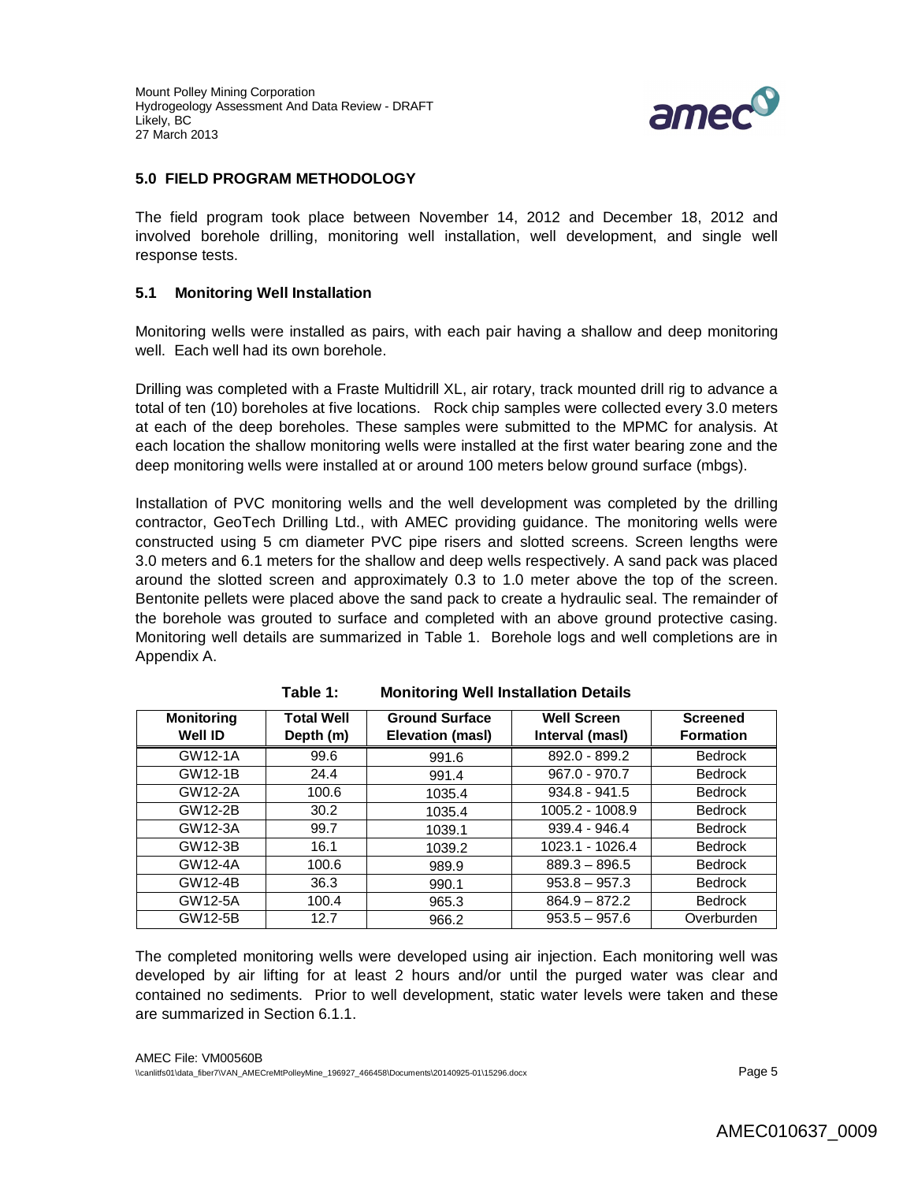## 5.0 FIELD PROGRAM METHODOLOGY

The field program took place between November 14, 2012 and December 18, 2012 and involved borehole drilling, monitoring well installation, well development, and single well response tests.

### 5.1 Monitoring Well Installation

Monitoring wells were installed as pairs, with each pair having a shallow and deep monitoring well. Each well had its own borehole.

Drilling was completed with a Fraste Multidrill XL, air rotary, track mounted drill rig to advance a total of ten (10) boreholes at five locations. Rock chip samples were collected every 3.0 meters at each of the deep boreholes. These samples were submitted to the MPMC for analysis. At each location the shallow monitoring wells were installed at the first water bearing zone and the deep monitoring wells were installed at or around 100 meters below ground surface (mbgs).

Installation of PVC monitoring wells and the well development was completed by the drilling contractor, GeoTech Drilling Ltd., with AMEC providing guidance. The monitoring wells were constructed using 5 cm diameter PVC pipe risers and slotted screens. Screen lengths were 3.0 meters and 6.1 meters for the shallow and deep wells respectively. A sand pack was placed around the slotted screen and approximately 0.3 to 1.0 meter above the top of the screen. Bentonite pellets were placed above the sand pack to create a hydraulic seal. The remainder of the borehole was grouted to surface and completed with an above ground protective casing. Monitoring well details are summarized in Table 1. Borehole logs and well completions are in Appendix A.

**Table 1: Monitoring Well Installation Details**

| Monitoring Well ID | Total Well Depth (m) | Ground Surface Elevation (masl) | Well Screen Interval (masl) | Screened Formation |
|---|---|---|---|---|
| GW12-1A | 99.6 | 991.6 | 892.0 - 899.2 | Bedrock |
| GW12-1B | 24.4 | 991.4 | 967.0 - 970.7 | Bedrock |
| GW12-2A | 100.6 | 1035.4 | 934.8 - 941.5 | Bedrock |
| GW12-2B | 30.2 | 1035.4 | 1005.2 - 1008.9 | Bedrock |
| GW12-3A | 99.7 | 1039.1 | 939.4 - 946.4 | Bedrock |
| GW12-3B | 16.1 | 1039.2 | 1023.1 - 1026.4 | Bedrock |
| GW12-4A | 100.6 | 989.9 | 889.3 – 896.5 | Bedrock |
| GW12-4B | 36.3 | 990.1 | 953.8 – 957.3 | Bedrock |
| GW12-5A | 100.4 | 965.3 | 864.9 – 872.2 | Bedrock |
| GW12-5B | 12.7 | 966.2 | 953.5 – 957.6 | Overburden |

The completed monitoring wells were developed using air injection. Each monitoring well was developed by air lifting for at least 2 hours and/or until the purged water was clear and contained no sediments. Prior to well development, static water levels were taken and these are summarized in Section 6.1.1.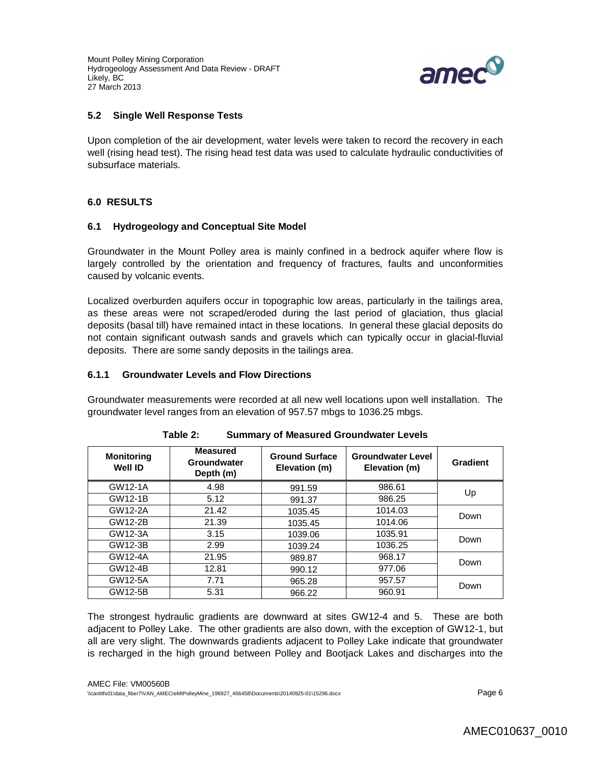## 5.2 Single Well Response Tests

Upon completion of the air development, water levels were taken to record the recovery in each well (rising head test). The rising head test data was used to calculate hydraulic conductivities of subsurface materials.

# 6.0 RESULTS

## 6.1 Hydrogeology and Conceptual Site Model

Groundwater in the Mount Polley area is mainly confined in a bedrock aquifer where flow is largely controlled by the orientation and frequency of fractures, faults and unconformities caused by volcanic events.

Localized overburden aquifers occur in topographic low areas, particularly in the tailings area, as these areas were not scraped/eroded during the last period of glaciation, thus glacial deposits (basal till) have remained intact in these locations. In general these glacial deposits do not contain significant outwash sands and gravels which can typically occur in glacial-fluvial deposits. There are some sandy deposits in the tailings area.

### 6.1.1 Groundwater Levels and Flow Directions

Groundwater measurements were recorded at all new well locations upon well installation. The groundwater level ranges from an elevation of 957.57 mbgs to 1036.25 mbgs.

**Table 2: Summary of Measured Groundwater Levels**

| Monitoring Well ID | Measured Groundwater Depth (m) | Ground Surface Elevation (m) | Groundwater Level Elevation (m) | Gradient |
|---|---|---|---|---|
| GW12-1A | 4.98 | 991.59 | 986.61 | Up |
| GW12-1B | 5.12 | 991.37 | 986.25 | |
| GW12-2A | 21.42 | 1035.45 | 1014.03 | Down |
| GW12-2B | 21.39 | 1035.45 | 1014.06 | |
| GW12-3A | 3.15 | 1039.06 | 1035.91 | Down |
| GW12-3B | 2.99 | 1039.24 | 1036.25 | |
| GW12-4A | 21.95 | 989.87 | 968.17 | Down |
| GW12-4B | 12.81 | 990.12 | 977.06 | |
| GW12-5A | 7.71 | 965.28 | 957.57 | Down |
| GW12-5B | 5.31 | 966.22 | 960.91 | |

The strongest hydraulic gradients are downward at sites GW12-4 and 5. These are both adjacent to Polley Lake. The other gradients are also down, with the exception of GW12-1, but all are very slight. The downwards gradients adjacent to Polley Lake indicate that groundwater is recharged in the high ground between Polley and Bootjack Lakes and discharges into the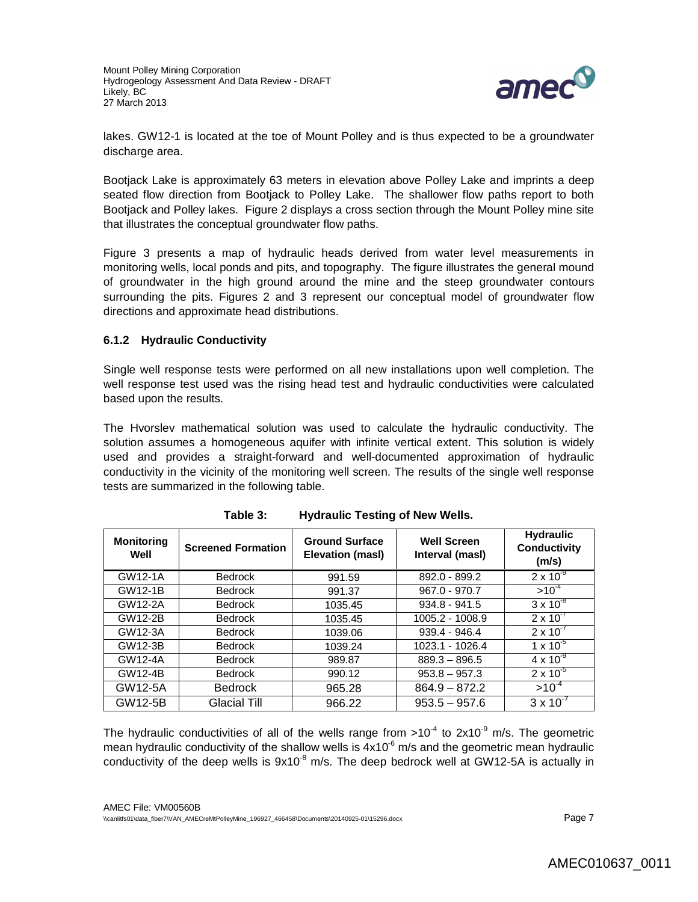lakes. GW12-1 is located at the toe of Mount Polley and is thus expected to be a groundwater discharge area.

Bootjack Lake is approximately 63 meters in elevation above Polley Lake and imprints a deep seated flow direction from Bootjack to Polley Lake. The shallower flow paths report to both Bootjack and Polley lakes. Figure 2 displays a cross section through the Mount Polley mine site that illustrates the conceptual groundwater flow paths.

Figure 3 presents a map of hydraulic heads derived from water level measurements in monitoring wells, local ponds and pits, and topography. The figure illustrates the general mound of groundwater in the high ground around the mine and the steep groundwater contours surrounding the pits. Figures 2 and 3 represent our conceptual model of groundwater flow directions and approximate head distributions.

### 6.1.2 Hydraulic Conductivity

Single well response tests were performed on all new installations upon well completion. The well response test used was the rising head test and hydraulic conductivities were calculated based upon the results.

The Hvorslev mathematical solution was used to calculate the hydraulic conductivity. The solution assumes a homogeneous aquifer with infinite vertical extent. This solution is widely used and provides a straight-forward and well-documented approximation of hydraulic conductivity in the vicinity of the monitoring well screen. The results of the single well response tests are summarized in the following table.

**Table 3: Hydraulic Testing of New Wells.**

| Monitoring Well | Screened Formation | Ground Surface Elevation (masl) | Well Screen Interval (masl) | Hydraulic Conductivity (m/s) |
|---|---|---|---|---|
| GW12-1A | Bedrock | 991.59 | 892.0 - 899.2 | $2 \times 10^{-9}$ |
| GW12-1B | Bedrock | 991.37 | 967.0 - 970.7 | $>10^{-4}$ |
| GW12-2A | Bedrock | 1035.45 | 934.8 - 941.5 | $3 \times 10^{-8}$ |
| GW12-2B | Bedrock | 1035.45 | 1005.2 - 1008.9 | $2 \times 10^{-7}$ |
| GW12-3A | Bedrock | 1039.06 | 939.4 - 946.4 | $2 \times 10^{-7}$ |
| GW12-3B | Bedrock | 1039.24 | 1023.1 - 1026.4 | $1 \times 10^{-5}$ |
| GW12-4A | Bedrock | 989.87 | 889.3 – 896.5 | $4 \times 10^{-9}$ |
| GW12-4B | Bedrock | 990.12 | 953.8 – 957.3 | $2 \times 10^{-5}$ |
| GW12-5A | Bedrock | 965.28 | 864.9 – 872.2 | $>10^{-4}$ |
| GW12-5B | Glacial Till | 966.22 | 953.5 – 957.6 | $3 \times 10^{-7}$ |

The hydraulic conductivities of all of the wells range from $>10^{-4}$ to $2 \times 10^{-9}$ m/s. The geometric mean hydraulic conductivity of the shallow wells is $4 \times 10^{-6}$ m/s and the geometric mean hydraulic conductivity of the deep wells is $9 \times 10^{-8}$ m/s. The deep bedrock well at GW12-5A is actually in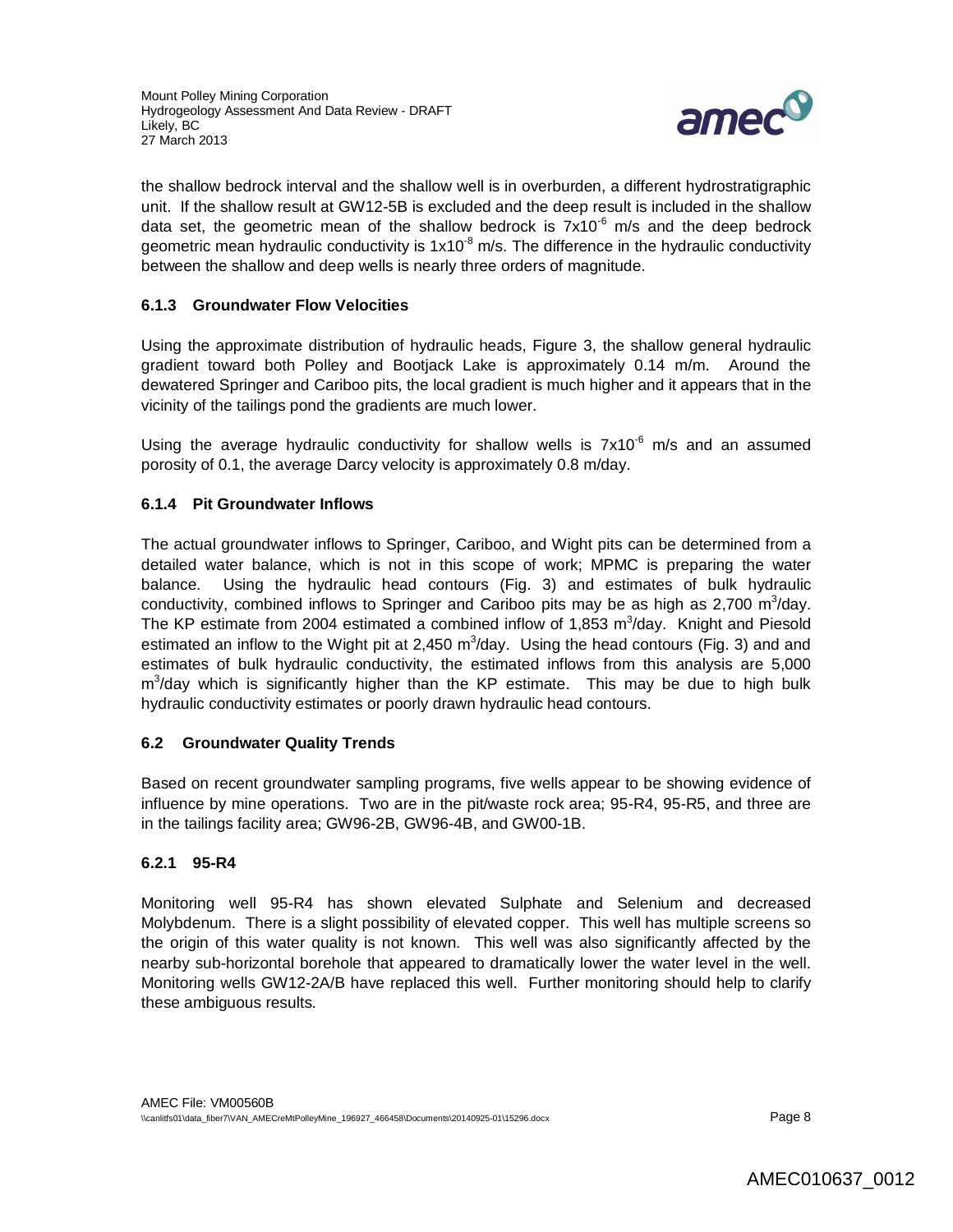the shallow bedrock interval and the shallow well is in overburden, a different hydrostratigraphic unit. If the shallow result at GW12-5B is excluded and the deep result is included in the shallow data set, the geometric mean of the shallow bedrock is $7x10^{-6}$ m/s and the deep bedrock geometric mean hydraulic conductivity is $1x10^{-8}$ m/s. The difference in the hydraulic conductivity between the shallow and deep wells is nearly three orders of magnitude.

### 6.1.3 Groundwater Flow Velocities

Using the approximate distribution of hydraulic heads, Figure 3, the shallow general hydraulic gradient toward both Polley and Bootjack Lake is approximately 0.14 m/m. Around the dewatered Springer and Cariboo pits, the local gradient is much higher and it appears that in the vicinity of the tailings pond the gradients are much lower.

Using the average hydraulic conductivity for shallow wells is $7x10^{-6}$ m/s and an assumed porosity of 0.1, the average Darcy velocity is approximately 0.8 m/day.

### 6.1.4 Pit Groundwater Inflows

The actual groundwater inflows to Springer, Cariboo, and Wight pits can be determined from a detailed water balance, which is not in this scope of work; MPMC is preparing the water balance. Using the hydraulic head contours (Fig. 3) and estimates of bulk hydraulic conductivity, combined inflows to Springer and Cariboo pits may be as high as 2,700 $m^3$/day. The KP estimate from 2004 estimated a combined inflow of 1,853 $m^3$/day. Knight and Piesold estimated an inflow to the Wight pit at 2,450 $m^3$/day. Using the head contours (Fig. 3) and and estimates of bulk hydraulic conductivity, the estimated inflows from this analysis are 5,000 $m^3$/day which is significantly higher than the KP estimate. This may be due to high bulk hydraulic conductivity estimates or poorly drawn hydraulic head contours.

## 6.2 Groundwater Quality Trends

Based on recent groundwater sampling programs, five wells appear to be showing evidence of influence by mine operations. Two are in the pit/waste rock area; 95-R4, 95-R5, and three are in the tailings facility area; GW96-2B, GW96-4B, and GW00-1B.

### 6.2.1 95-R4

Monitoring well 95-R4 has shown elevated Sulphate and Selenium and decreased Molybdenum. There is a slight possibility of elevated copper. This well has multiple screens so the origin of this water quality is not known. This well was also significantly affected by the nearby sub-horizontal borehole that appeared to dramatically lower the water level in the well. Monitoring wells GW12-2A/B have replaced this well. Further monitoring should help to clarify these ambiguous results.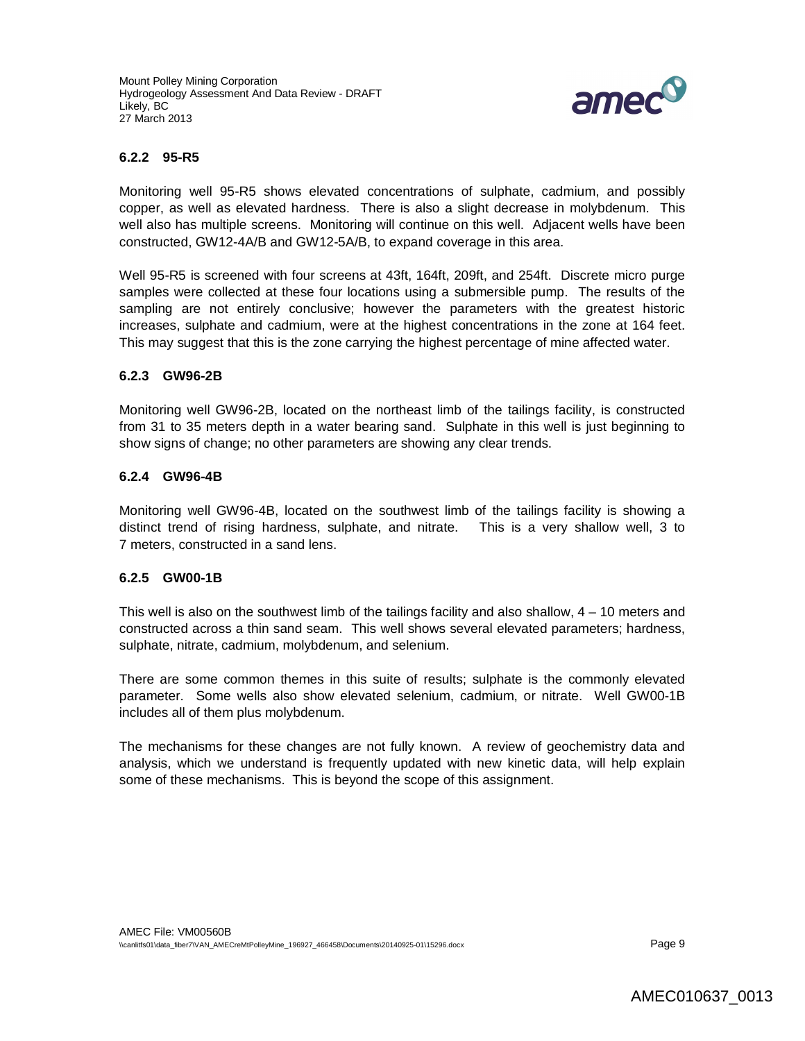### 6.2.2 95-R5

Monitoring well 95-R5 shows elevated concentrations of sulphate, cadmium, and possibly copper, as well as elevated hardness. There is also a slight decrease in molybdenum. This well also has multiple screens. Monitoring will continue on this well. Adjacent wells have been constructed, GW12-4A/B and GW12-5A/B, to expand coverage in this area.

Well 95-R5 is screened with four screens at 43ft, 164ft, 209ft, and 254ft. Discrete micro purge samples were collected at these four locations using a submersible pump. The results of the sampling are not entirely conclusive; however the parameters with the greatest historic increases, sulphate and cadmium, were at the highest concentrations in the zone at 164 feet. This may suggest that this is the zone carrying the highest percentage of mine affected water.

### 6.2.3 GW96-2B

Monitoring well GW96-2B, located on the northeast limb of the tailings facility, is constructed from 31 to 35 meters depth in a water bearing sand. Sulphate in this well is just beginning to show signs of change; no other parameters are showing any clear trends.

### 6.2.4 GW96-4B

Monitoring well GW96-4B, located on the southwest limb of the tailings facility is showing a distinct trend of rising hardness, sulphate, and nitrate. This is a very shallow well, 3 to 7 meters, constructed in a sand lens.

### 6.2.5 GW00-1B

This well is also on the southwest limb of the tailings facility and also shallow, 4 – 10 meters and constructed across a thin sand seam. This well shows several elevated parameters; hardness, sulphate, nitrate, cadmium, molybdenum, and selenium.

There are some common themes in this suite of results; sulphate is the commonly elevated parameter. Some wells also show elevated selenium, cadmium, or nitrate. Well GW00-1B includes all of them plus molybdenum.

The mechanisms for these changes are not fully known. A review of geochemistry data and analysis, which we understand is frequently updated with new kinetic data, will help explain some of these mechanisms. This is beyond the scope of this assignment.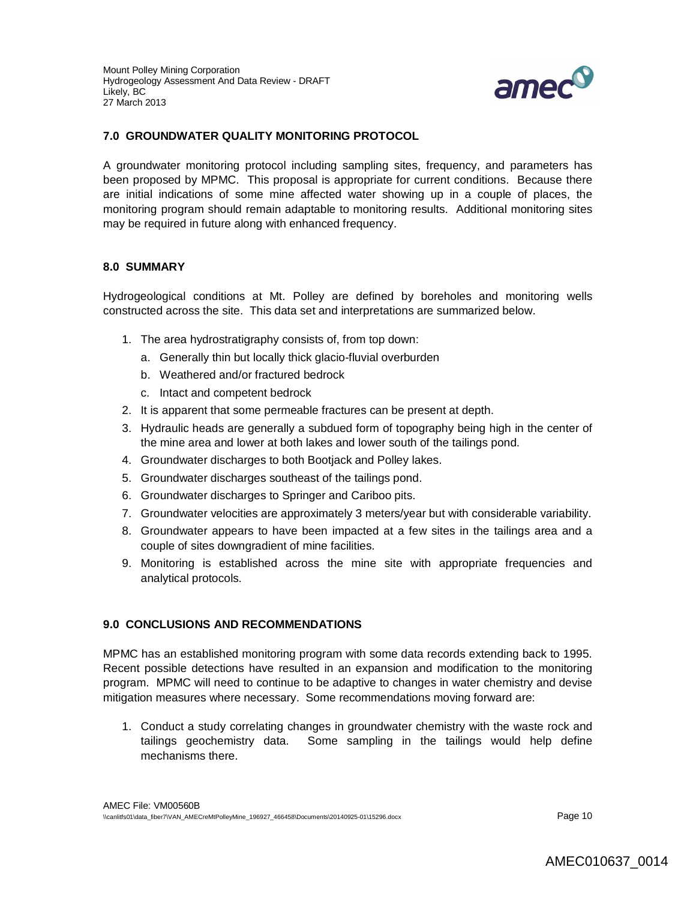## 7.0 GROUNDWATER QUALITY MONITORING PROTOCOL

A groundwater monitoring protocol including sampling sites, frequency, and parameters has been proposed by MPMC. This proposal is appropriate for current conditions. Because there are initial indications of some mine affected water showing up in a couple of places, the monitoring program should remain adaptable to monitoring results. Additional monitoring sites may be required in future along with enhanced frequency.

## 8.0 SUMMARY

Hydrogeological conditions at Mt. Polley are defined by boreholes and monitoring wells constructed across the site. This data set and interpretations are summarized below.

1. The area hydrostratigraphy consists of, from top down:
   a. Generally thin but locally thick glacio-fluvial overburden
   b. Weathered and/or fractured bedrock
   c. Intact and competent bedrock
2. It is apparent that some permeable fractures can be present at depth.
3. Hydraulic heads are generally a subdued form of topography being high in the center of the mine area and lower at both lakes and lower south of the tailings pond.
4. Groundwater discharges to both Bootjack and Polley lakes.
5. Groundwater discharges southeast of the tailings pond.
6. Groundwater discharges to Springer and Cariboo pits.
7. Groundwater velocities are approximately 3 meters/year but with considerable variability.
8. Groundwater appears to have been impacted at a few sites in the tailings area and a couple of sites downgradient of mine facilities.
9. Monitoring is established across the mine site with appropriate frequencies and analytical protocols.

## 9.0 CONCLUSIONS AND RECOMMENDATIONS

MPMC has an established monitoring program with some data records extending back to 1995. Recent possible detections have resulted in an expansion and modification to the monitoring program. MPMC will need to continue to be adaptive to changes in water chemistry and devise mitigation measures where necessary. Some recommendations moving forward are:

1. Conduct a study correlating changes in groundwater chemistry with the waste rock and tailings geochemistry data. Some sampling in the tailings would help define mechanisms there.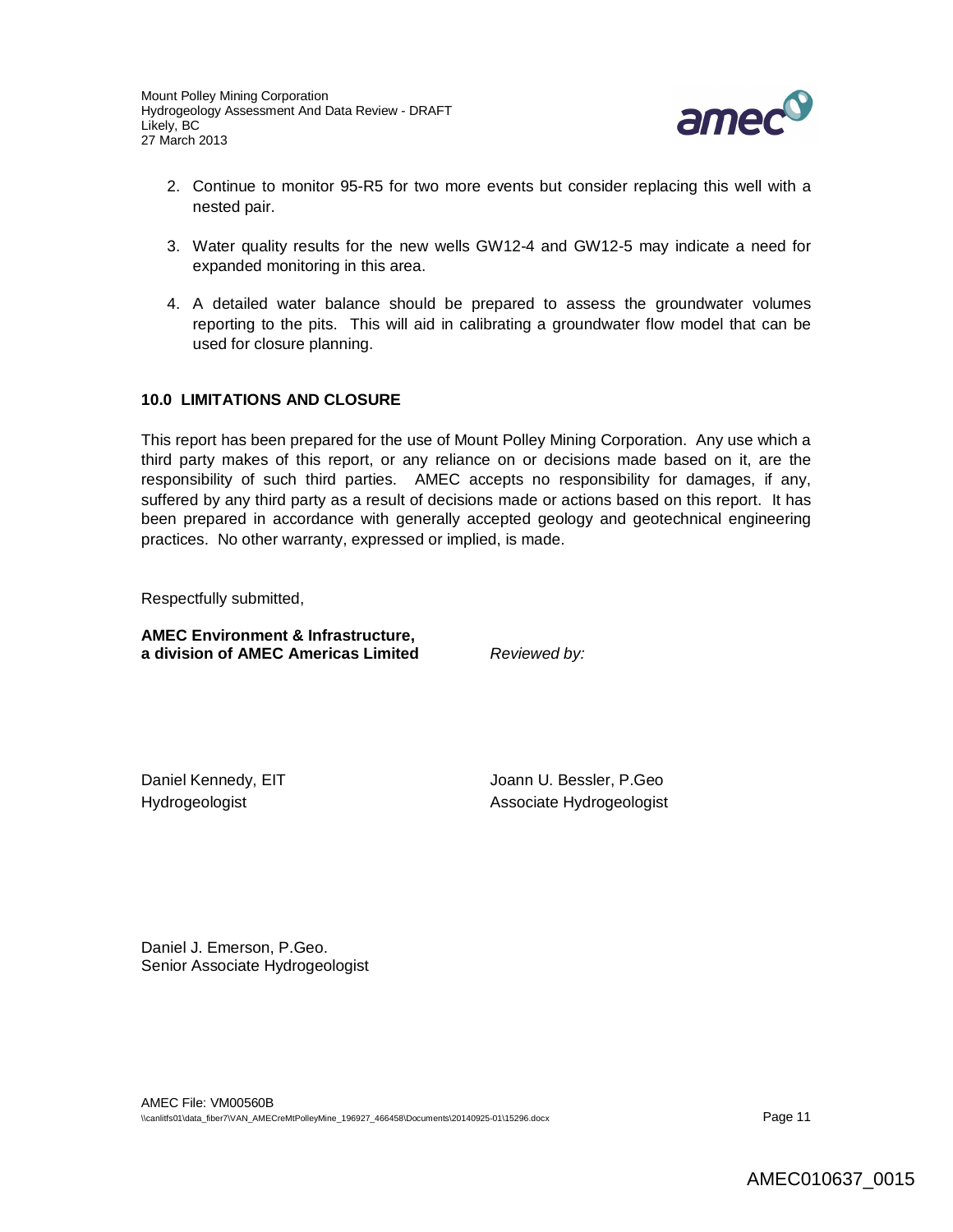2. Continue to monitor 95-R5 for two more events but consider replacing this well with a nested pair.

3. Water quality results for the new wells GW12-4 and GW12-5 may indicate a need for expanded monitoring in this area.

4. A detailed water balance should be prepared to assess the groundwater volumes reporting to the pits. This will aid in calibrating a groundwater flow model that can be used for closure planning.

## 10.0 LIMITATIONS AND CLOSURE

This report has been prepared for the use of Mount Polley Mining Corporation. Any use which a third party makes of this report, or any reliance on or decisions made based on it, are the responsibility of such third parties. AMEC accepts no responsibility for damages, if any, suffered by any third party as a result of decisions made or actions based on this report. It has been prepared in accordance with generally accepted geology and geotechnical engineering practices. No other warranty, expressed or implied, is made.

Respectfully submitted,

**AMEC Environment & Infrastructure,**
**a division of AMEC Americas Limited**

*Reviewed by:*

Daniel Kennedy, EIT
Hydrogeologist

Joann U. Bessler, P.Geo
Associate Hydrogeologist

Daniel J. Emerson, P.Geo.
Senior Associate Hydrogeologist

AMEC File: VM00560B
\\canlitfs01\data_fiber7\VAN_AMECreMtPolleyMine_196927_466458\Documents\20140925-01\15296.docx

AMEC010637_0015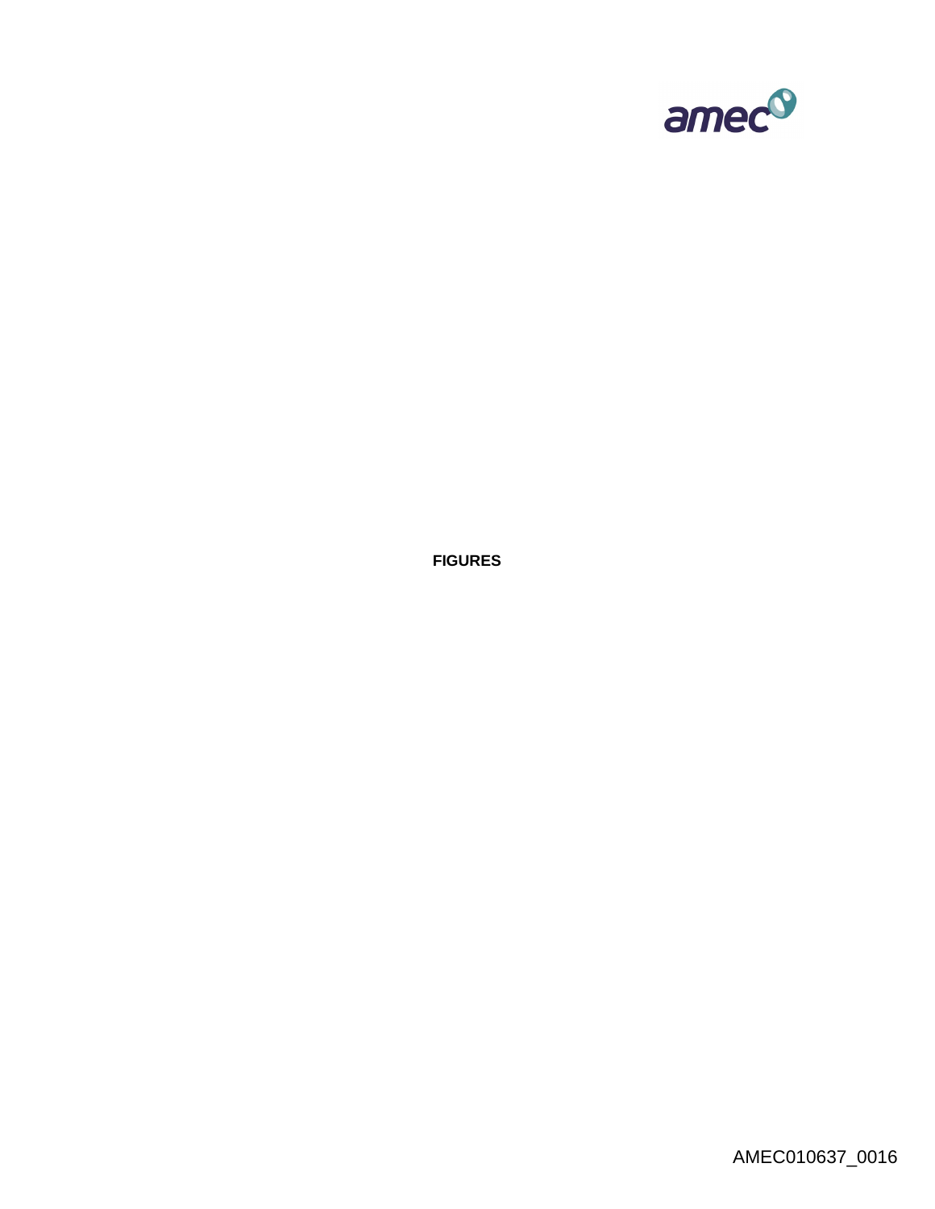**FIGURES**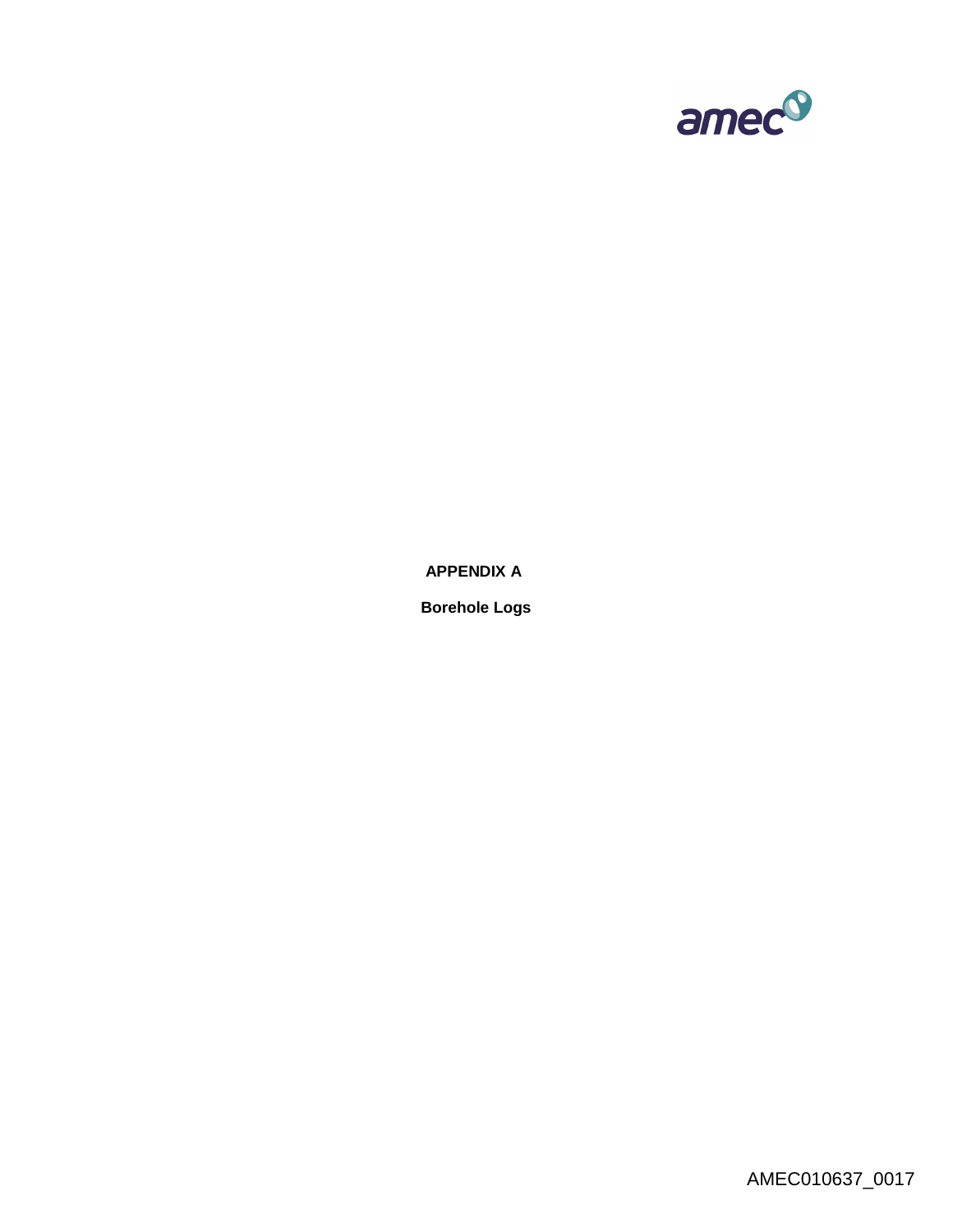**APPENDIX A**

**Borehole Logs**

AMEC010637_0017